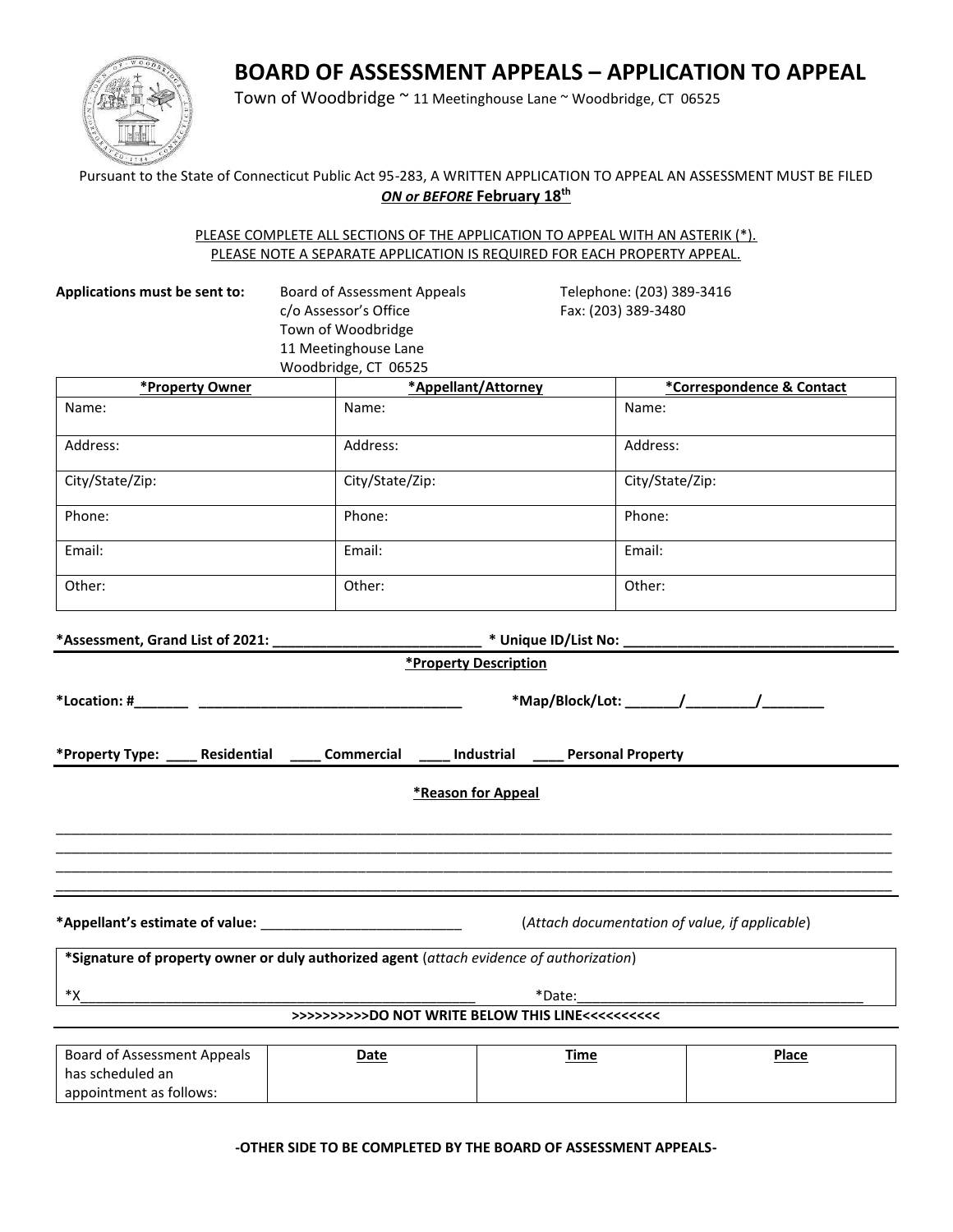# BOARD OF ASSESSMENT APPEALS – APPLICATION TO APPEAL

Town of Woodbridge ~ 11 Meetinghouse Lane ~ Woodbridge, CT 06525

Pursuant to the State of Connecticut Public Act 95-283, A WRITTEN APPLICATION TO APPEAL AN ASSESSMENT MUST BE FILED ***ON or BEFORE* February 18th**

PLEASE COMPLETE ALL SECTIONS OF THE APPLICATION TO APPEAL WITH AN ASTERIK (*).
PLEASE NOTE A SEPARATE APPLICATION IS REQUIRED FOR EACH PROPERTY APPEAL.

**Applications must be sent to:**
Board of Assessment Appeals
c/o Assessor's Office
Town of Woodbridge
11 Meetinghouse Lane
Woodbridge, CT 06525

Telephone: (203) 389-3416
Fax: (203) 389-3480

| *Property Owner | *Appellant/Attorney | *Correspondence & Contact |
|---|---|---|
| Name: | Name: | Name: |
| Address: | Address: | Address: |
| City/State/Zip: | City/State/Zip: | City/State/Zip: |
| Phone: | Phone: | Phone: |
| Email: | Email: | Email: |
| Other: | Other: | Other: |

**\*Assessment, Grand List of 2021: ___________________________ \* Unique ID/List No: ___________________________________**

**\*Property Description**

**\*Location: #_______ _________________________________** **\*Map/Block/Lot: _______/_________/________**

**\*Property Type: ____ Residential ____ Commercial ____ Industrial ____ Personal Property**

**\*Reason for Appeal**

_______________________________________________________________________________________________________
_______________________________________________________________________________________________________
_______________________________________________________________________________________________________
_______________________________________________________________________________________________________

**\*Appellant's estimate of value:** __________________________ (*Attach documentation of value, if applicable*)

**\*Signature of property owner or duly authorized agent** (*attach evidence of authorization*)

\*X_____________________________________________________ \*Date:_____________________________________

**>>>>>>>>>>DO NOT WRITE BELOW THIS LINE<<<<<<<<<<**

| Board of Assessment Appeals has scheduled an appointment as follows: | Date | Time | Place |
|---|---|---|---|

**-OTHER SIDE TO BE COMPLETED BY THE BOARD OF ASSESSMENT APPEALS-**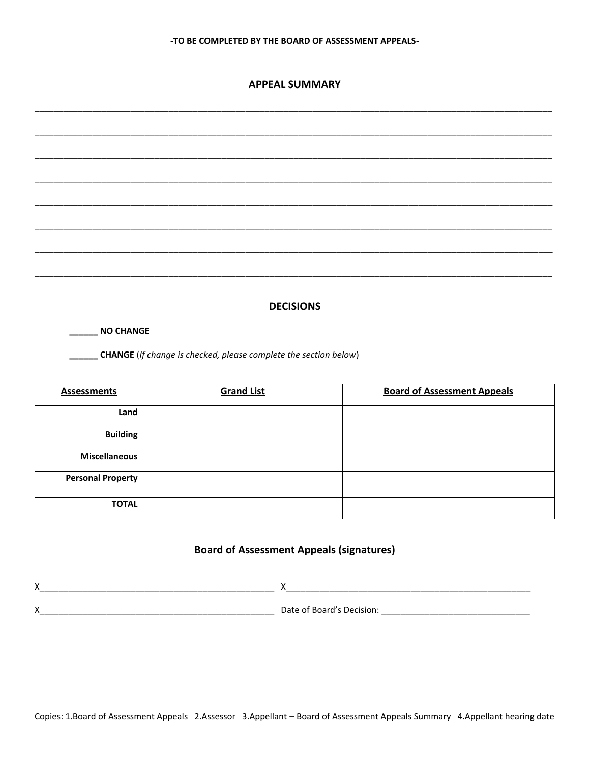**-TO BE COMPLETED BY THE BOARD OF ASSESSMENT APPEALS-**

## APPEAL SUMMARY

_______________________________________________________________________________________________

_______________________________________________________________________________________________

_______________________________________________________________________________________________

_______________________________________________________________________________________________

_______________________________________________________________________________________________

_______________________________________________________________________________________________

_______________________________________________________________________________________________

_______________________________________________________________________________________________

## DECISIONS

______ **NO CHANGE**

______ **CHANGE** (*If change is checked, please complete the section below*)

| Assessments | Grand List | Board of Assessment Appeals |
|---|---|---|
| **Land** | | |
| **Building** | | |
| **Miscellaneous** | | |
| **Personal Property** | | |
| **TOTAL** | | |

## Board of Assessment Appeals (signatures)

X__________________________________________________ X____________________________________________________

X__________________________________________________ Date of Board's Decision: _______________________________

Copies: 1.Board of Assessment Appeals 2.Assessor 3.Appellant – Board of Assessment Appeals Summary 4.Appellant hearing date